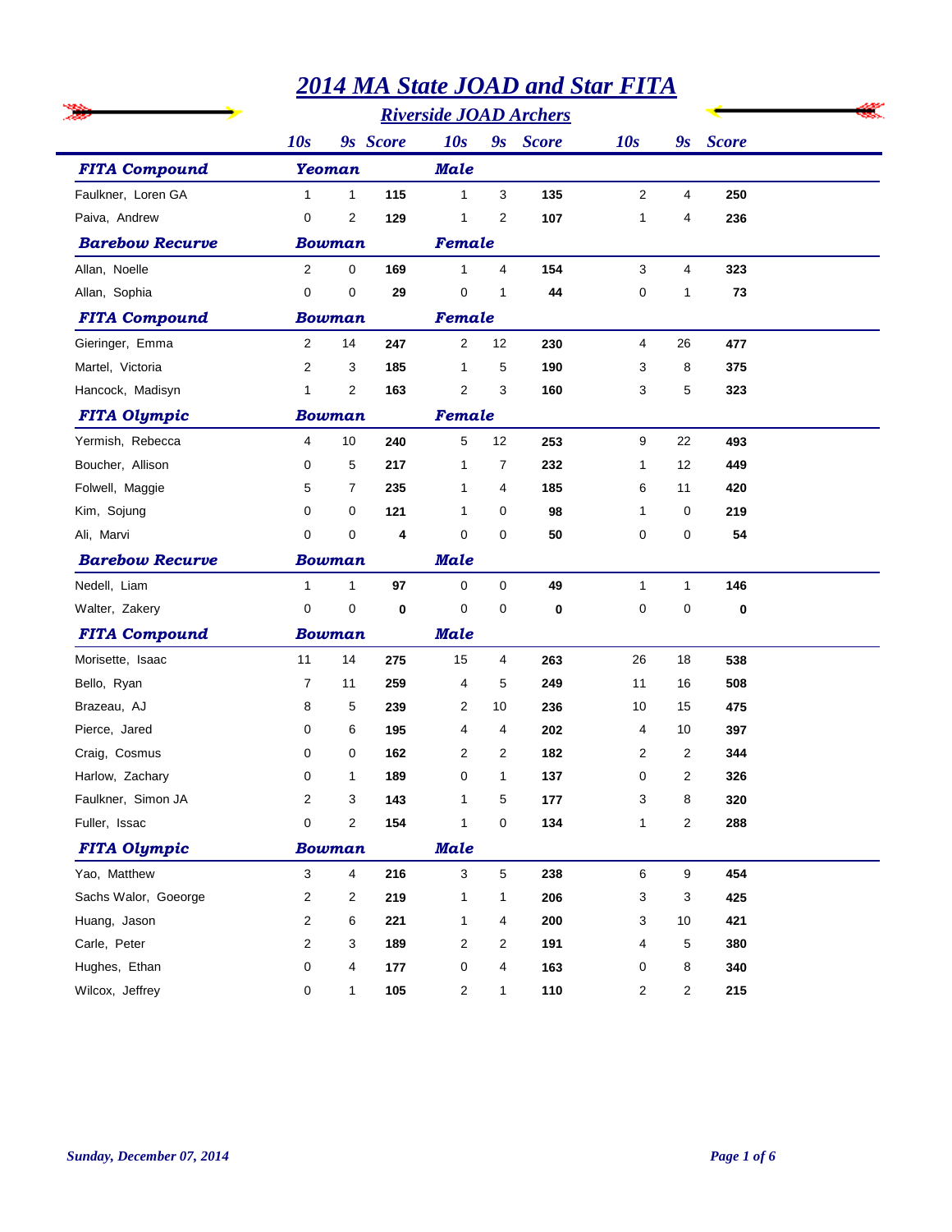# 2014 MA State JOAD and Star FITA

## Riverside JOAD Archers

| | 10s | 9s | Score | 10s | 9s | Score | 10s | 9s | Score |
|---|---|---|---|---|---|---|---|---|---|
| **FITA Compound** | **Yeoman** | | | **Male** | | | | | |
| Faulkner, Loren GA | 1 | 1 | **115** | 1 | 3 | **135** | 2 | 4 | **250** |
| Paiva, Andrew | 0 | 2 | **129** | 1 | 2 | **107** | 1 | 4 | **236** |
| **Barebow Recurve** | **Bowman** | | | **Female** | | | | | |
| Allan, Noelle | 2 | 0 | **169** | 1 | 4 | **154** | 3 | 4 | **323** |
| Allan, Sophia | 0 | 0 | **29** | 0 | 1 | **44** | 0 | 1 | **73** |
| **FITA Compound** | **Bowman** | | | **Female** | | | | | |
| Gieringer, Emma | 2 | 14 | **247** | 2 | 12 | **230** | 4 | 26 | **477** |
| Martel, Victoria | 2 | 3 | **185** | 1 | 5 | **190** | 3 | 8 | **375** |
| Hancock, Madisyn | 1 | 2 | **163** | 2 | 3 | **160** | 3 | 5 | **323** |
| **FITA Olympic** | **Bowman** | | | **Female** | | | | | |
| Yermish, Rebecca | 4 | 10 | **240** | 5 | 12 | **253** | 9 | 22 | **493** |
| Boucher, Allison | 0 | 5 | **217** | 1 | 7 | **232** | 1 | 12 | **449** |
| Folwell, Maggie | 5 | 7 | **235** | 1 | 4 | **185** | 6 | 11 | **420** |
| Kim, Sojung | 0 | 0 | **121** | 1 | 0 | **98** | 1 | 0 | **219** |
| Ali, Marvi | 0 | 0 | **4** | 0 | 0 | **50** | 0 | 0 | **54** |
| **Barebow Recurve** | **Bowman** | | | **Male** | | | | | |
| Nedell, Liam | 1 | 1 | **97** | 0 | 0 | **49** | 1 | 1 | **146** |
| Walter, Zakery | 0 | 0 | **0** | 0 | 0 | **0** | 0 | 0 | **0** |
| **FITA Compound** | **Bowman** | | | **Male** | | | | | |
| Morisette, Isaac | 11 | 14 | **275** | 15 | 4 | **263** | 26 | 18 | **538** |
| Bello, Ryan | 7 | 11 | **259** | 4 | 5 | **249** | 11 | 16 | **508** |
| Brazeau, AJ | 8 | 5 | **239** | 2 | 10 | **236** | 10 | 15 | **475** |
| Pierce, Jared | 0 | 6 | **195** | 4 | 4 | **202** | 4 | 10 | **397** |
| Craig, Cosmus | 0 | 0 | **162** | 2 | 2 | **182** | 2 | 2 | **344** |
| Harlow, Zachary | 0 | 1 | **189** | 0 | 1 | **137** | 0 | 2 | **326** |
| Faulkner, Simon JA | 2 | 3 | **143** | 1 | 5 | **177** | 3 | 8 | **320** |
| Fuller, Issac | 0 | 2 | **154** | 1 | 0 | **134** | 1 | 2 | **288** |
| **FITA Olympic** | **Bowman** | | | **Male** | | | | | |
| Yao, Matthew | 3 | 4 | **216** | 3 | 5 | **238** | 6 | 9 | **454** |
| Sachs Walor, Goeorge | 2 | 2 | **219** | 1 | 1 | **206** | 3 | 3 | **425** |
| Huang, Jason | 2 | 6 | **221** | 1 | 4 | **200** | 3 | 10 | **421** |
| Carle, Peter | 2 | 3 | **189** | 2 | 2 | **191** | 4 | 5 | **380** |
| Hughes, Ethan | 0 | 4 | **177** | 0 | 4 | **163** | 0 | 8 | **340** |
| Wilcox, Jeffrey | 0 | 1 | **105** | 2 | 1 | **110** | 2 | 2 | **215** |

*Sunday, December 07, 2014*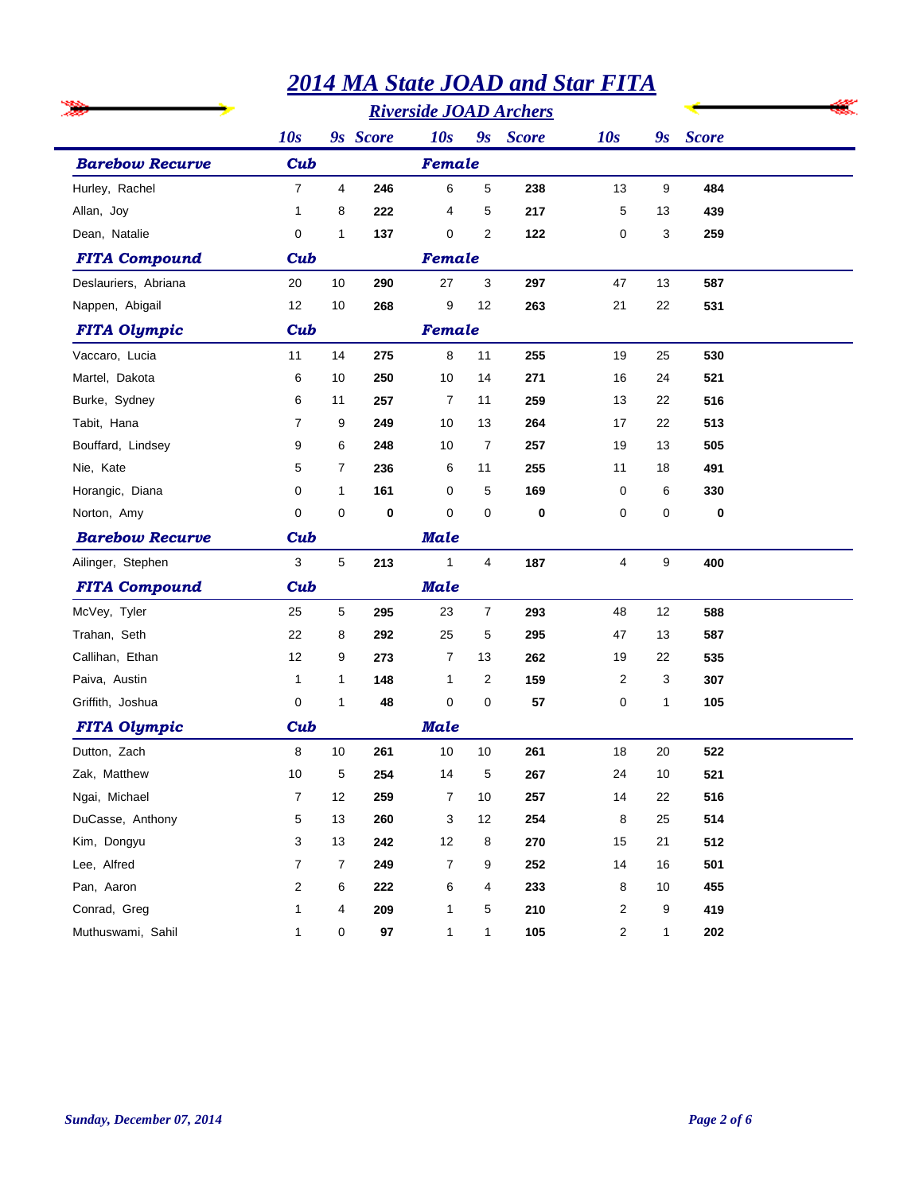# 2014 MA State JOAD and Star FITA

## Riverside JOAD Archers

| | 10s | 9s | Score | 10s | 9s | Score | 10s | 9s | Score |
|---|---|---|---|---|---|---|---|---|---|
| ***Barebow Recurve*** | ***Cub*** | | | ***Female*** | | | | | |
| Hurley, Rachel | 7 | 4 | **246** | 6 | 5 | **238** | 13 | 9 | **484** |
| Allan, Joy | 1 | 8 | **222** | 4 | 5 | **217** | 5 | 13 | **439** |
| Dean, Natalie | 0 | 1 | **137** | 0 | 2 | **122** | 0 | 3 | **259** |
| ***FITA Compound*** | ***Cub*** | | | ***Female*** | | | | | |
| Deslauriers, Abriana | 20 | 10 | **290** | 27 | 3 | **297** | 47 | 13 | **587** |
| Nappen, Abigail | 12 | 10 | **268** | 9 | 12 | **263** | 21 | 22 | **531** |
| ***FITA Olympic*** | ***Cub*** | | | ***Female*** | | | | | |
| Vaccaro, Lucia | 11 | 14 | **275** | 8 | 11 | **255** | 19 | 25 | **530** |
| Martel, Dakota | 6 | 10 | **250** | 10 | 14 | **271** | 16 | 24 | **521** |
| Burke, Sydney | 6 | 11 | **257** | 7 | 11 | **259** | 13 | 22 | **516** |
| Tabit, Hana | 7 | 9 | **249** | 10 | 13 | **264** | 17 | 22 | **513** |
| Bouffard, Lindsey | 9 | 6 | **248** | 10 | 7 | **257** | 19 | 13 | **505** |
| Nie, Kate | 5 | 7 | **236** | 6 | 11 | **255** | 11 | 18 | **491** |
| Horangic, Diana | 0 | 1 | **161** | 0 | 5 | **169** | 0 | 6 | **330** |
| Norton, Amy | 0 | 0 | **0** | 0 | 0 | **0** | 0 | 0 | **0** |
| ***Barebow Recurve*** | ***Cub*** | | | ***Male*** | | | | | |
| Ailinger, Stephen | 3 | 5 | **213** | 1 | 4 | **187** | 4 | 9 | **400** |
| ***FITA Compound*** | ***Cub*** | | | ***Male*** | | | | | |
| McVey, Tyler | 25 | 5 | **295** | 23 | 7 | **293** | 48 | 12 | **588** |
| Trahan, Seth | 22 | 8 | **292** | 25 | 5 | **295** | 47 | 13 | **587** |
| Callihan, Ethan | 12 | 9 | **273** | 7 | 13 | **262** | 19 | 22 | **535** |
| Paiva, Austin | 1 | 1 | **148** | 1 | 2 | **159** | 2 | 3 | **307** |
| Griffith, Joshua | 0 | 1 | **48** | 0 | 0 | **57** | 0 | 1 | **105** |
| ***FITA Olympic*** | ***Cub*** | | | ***Male*** | | | | | |
| Dutton, Zach | 8 | 10 | **261** | 10 | 10 | **261** | 18 | 20 | **522** |
| Zak, Matthew | 10 | 5 | **254** | 14 | 5 | **267** | 24 | 10 | **521** |
| Ngai, Michael | 7 | 12 | **259** | 7 | 10 | **257** | 14 | 22 | **516** |
| DuCasse, Anthony | 5 | 13 | **260** | 3 | 12 | **254** | 8 | 25 | **514** |
| Kim, Dongyu | 3 | 13 | **242** | 12 | 8 | **270** | 15 | 21 | **512** |
| Lee, Alfred | 7 | 7 | **249** | 7 | 9 | **252** | 14 | 16 | **501** |
| Pan, Aaron | 2 | 6 | **222** | 6 | 4 | **233** | 8 | 10 | **455** |
| Conrad, Greg | 1 | 4 | **209** | 1 | 5 | **210** | 2 | 9 | **419** |
| Muthuswami, Sahil | 1 | 0 | **97** | 1 | 1 | **105** | 2 | 1 | **202** |

*Sunday, December 07, 2014*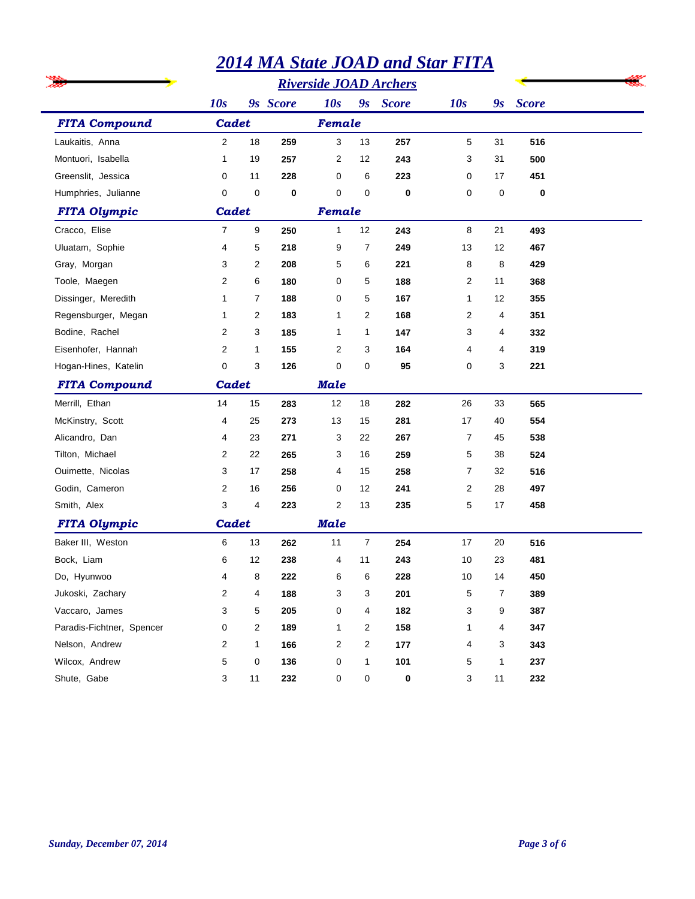# 2014 MA State JOAD and Star FITA

## Riverside JOAD Archers

| | 10s | 9s | Score | 10s | 9s | Score | 10s | 9s | Score |
|---|---|---|---|---|---|---|---|---|---|
| **FITA Compound** | **Cadet** | | | **Female** | | | | | |
| Laukaitis, Anna | 2 | 18 | **259** | 3 | 13 | **257** | 5 | 31 | **516** |
| Montuori, Isabella | 1 | 19 | **257** | 2 | 12 | **243** | 3 | 31 | **500** |
| Greenslit, Jessica | 0 | 11 | **228** | 0 | 6 | **223** | 0 | 17 | **451** |
| Humphries, Julianne | 0 | 0 | **0** | 0 | 0 | **0** | 0 | 0 | **0** |
| **FITA Olympic** | **Cadet** | | | **Female** | | | | | |
| Cracco, Elise | 7 | 9 | **250** | 1 | 12 | **243** | 8 | 21 | **493** |
| Uluatam, Sophie | 4 | 5 | **218** | 9 | 7 | **249** | 13 | 12 | **467** |
| Gray, Morgan | 3 | 2 | **208** | 5 | 6 | **221** | 8 | 8 | **429** |
| Toole, Maegen | 2 | 6 | **180** | 0 | 5 | **188** | 2 | 11 | **368** |
| Dissinger, Meredith | 1 | 7 | **188** | 0 | 5 | **167** | 1 | 12 | **355** |
| Regensburger, Megan | 1 | 2 | **183** | 1 | 2 | **168** | 2 | 4 | **351** |
| Bodine, Rachel | 2 | 3 | **185** | 1 | 1 | **147** | 3 | 4 | **332** |
| Eisenhofer, Hannah | 2 | 1 | **155** | 2 | 3 | **164** | 4 | 4 | **319** |
| Hogan-Hines, Katelin | 0 | 3 | **126** | 0 | 0 | **95** | 0 | 3 | **221** |
| **FITA Compound** | **Cadet** | | | **Male** | | | | | |
| Merrill, Ethan | 14 | 15 | **283** | 12 | 18 | **282** | 26 | 33 | **565** |
| McKinstry, Scott | 4 | 25 | **273** | 13 | 15 | **281** | 17 | 40 | **554** |
| Alicandro, Dan | 4 | 23 | **271** | 3 | 22 | **267** | 7 | 45 | **538** |
| Tilton, Michael | 2 | 22 | **265** | 3 | 16 | **259** | 5 | 38 | **524** |
| Ouimette, Nicolas | 3 | 17 | **258** | 4 | 15 | **258** | 7 | 32 | **516** |
| Godin, Cameron | 2 | 16 | **256** | 0 | 12 | **241** | 2 | 28 | **497** |
| Smith, Alex | 3 | 4 | **223** | 2 | 13 | **235** | 5 | 17 | **458** |
| **FITA Olympic** | **Cadet** | | | **Male** | | | | | |
| Baker III, Weston | 6 | 13 | **262** | 11 | 7 | **254** | 17 | 20 | **516** |
| Bock, Liam | 6 | 12 | **238** | 4 | 11 | **243** | 10 | 23 | **481** |
| Do, Hyunwoo | 4 | 8 | **222** | 6 | 6 | **228** | 10 | 14 | **450** |
| Jukoski, Zachary | 2 | 4 | **188** | 3 | 3 | **201** | 5 | 7 | **389** |
| Vaccaro, James | 3 | 5 | **205** | 0 | 4 | **182** | 3 | 9 | **387** |
| Paradis-Fichtner, Spencer | 0 | 2 | **189** | 1 | 2 | **158** | 1 | 4 | **347** |
| Nelson, Andrew | 2 | 1 | **166** | 2 | 2 | **177** | 4 | 3 | **343** |
| Wilcox, Andrew | 5 | 0 | **136** | 0 | 1 | **101** | 5 | 1 | **237** |
| Shute, Gabe | 3 | 11 | **232** | 0 | 0 | **0** | 3 | 11 | **232** |

*Sunday, December 07, 2014*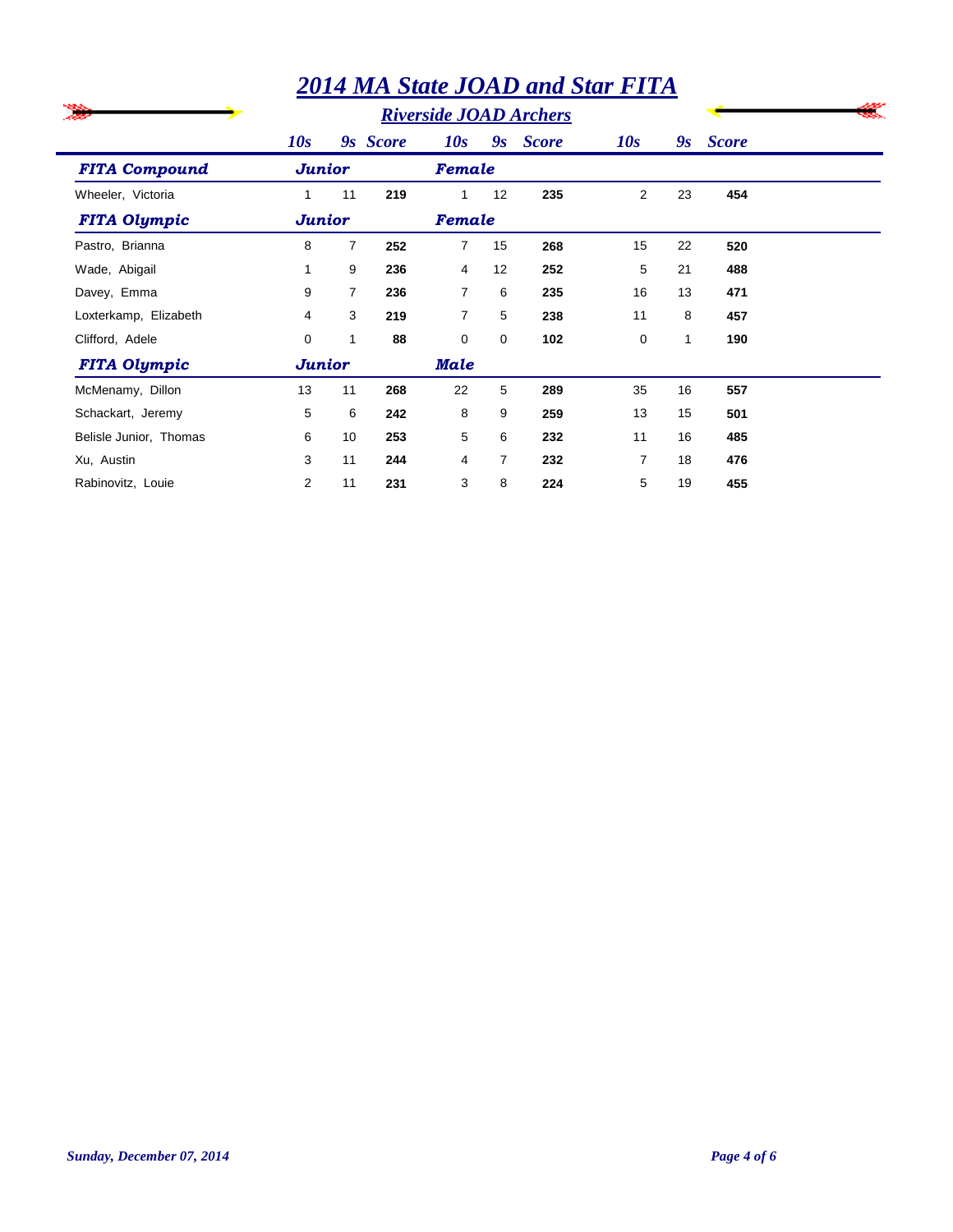# 2014 MA State JOAD and Star FITA

## Riverside JOAD Archers

| | 10s | 9s | Score | 10s | 9s | Score | 10s | 9s | Score |
|---|---|---|---|---|---|---|---|---|---|
| ***FITA Compound*** | ***Junior*** | | | ***Female*** | | | | | |
| Wheeler, Victoria | 1 | 11 | **219** | 1 | 12 | **235** | 2 | 23 | **454** |
| ***FITA Olympic*** | ***Junior*** | | | ***Female*** | | | | | |
| Pastro, Brianna | 8 | 7 | **252** | 7 | 15 | **268** | 15 | 22 | **520** |
| Wade, Abigail | 1 | 9 | **236** | 4 | 12 | **252** | 5 | 21 | **488** |
| Davey, Emma | 9 | 7 | **236** | 7 | 6 | **235** | 16 | 13 | **471** |
| Loxterkamp, Elizabeth | 4 | 3 | **219** | 7 | 5 | **238** | 11 | 8 | **457** |
| Clifford, Adele | 0 | 1 | **88** | 0 | 0 | **102** | 0 | 1 | **190** |
| ***FITA Olympic*** | ***Junior*** | | | ***Male*** | | | | | |
| McMenamy, Dillon | 13 | 11 | **268** | 22 | 5 | **289** | 35 | 16 | **557** |
| Schackart, Jeremy | 5 | 6 | **242** | 8 | 9 | **259** | 13 | 15 | **501** |
| Belisle Junior, Thomas | 6 | 10 | **253** | 5 | 6 | **232** | 11 | 16 | **485** |
| Xu, Austin | 3 | 11 | **244** | 4 | 7 | **232** | 7 | 18 | **476** |
| Rabinovitz, Louie | 2 | 11 | **231** | 3 | 8 | **224** | 5 | 19 | **455** |

*Sunday, December 07, 2014*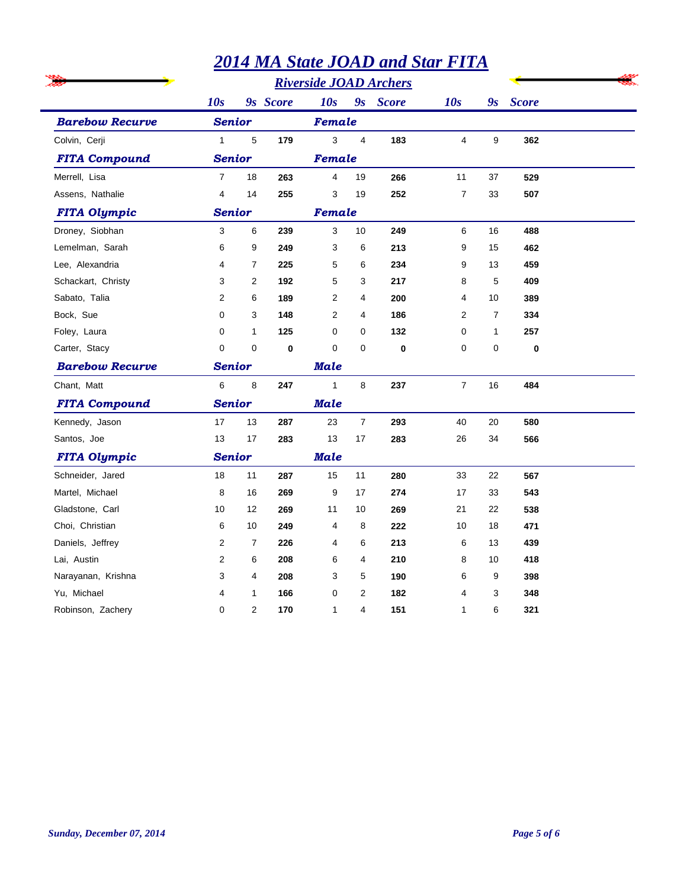# *2014 MA State JOAD and Star FITA*

## *Riverside JOAD Archers*

| | 10s | 9s | Score | 10s | 9s | Score | 10s | 9s | Score |
|---|---|---|---|---|---|---|---|---|---|
| ***Barebow Recurve*** | ***Senior*** | | | ***Female*** | | | | | |
| Colvin, Cerji | 1 | 5 | **179** | 3 | 4 | **183** | 4 | 9 | **362** |
| ***FITA Compound*** | ***Senior*** | | | ***Female*** | | | | | |
| Merrell, Lisa | 7 | 18 | **263** | 4 | 19 | **266** | 11 | 37 | **529** |
| Assens, Nathalie | 4 | 14 | **255** | 3 | 19 | **252** | 7 | 33 | **507** |
| ***FITA Olympic*** | ***Senior*** | | | ***Female*** | | | | | |
| Droney, Siobhan | 3 | 6 | **239** | 3 | 10 | **249** | 6 | 16 | **488** |
| Lemelman, Sarah | 6 | 9 | **249** | 3 | 6 | **213** | 9 | 15 | **462** |
| Lee, Alexandria | 4 | 7 | **225** | 5 | 6 | **234** | 9 | 13 | **459** |
| Schackart, Christy | 3 | 2 | **192** | 5 | 3 | **217** | 8 | 5 | **409** |
| Sabato, Talia | 2 | 6 | **189** | 2 | 4 | **200** | 4 | 10 | **389** |
| Bock, Sue | 0 | 3 | **148** | 2 | 4 | **186** | 2 | 7 | **334** |
| Foley, Laura | 0 | 1 | **125** | 0 | 0 | **132** | 0 | 1 | **257** |
| Carter, Stacy | 0 | 0 | **0** | 0 | 0 | **0** | 0 | 0 | **0** |
| ***Barebow Recurve*** | ***Senior*** | | | ***Male*** | | | | | |
| Chant, Matt | 6 | 8 | **247** | 1 | 8 | **237** | 7 | 16 | **484** |
| ***FITA Compound*** | ***Senior*** | | | ***Male*** | | | | | |
| Kennedy, Jason | 17 | 13 | **287** | 23 | 7 | **293** | 40 | 20 | **580** |
| Santos, Joe | 13 | 17 | **283** | 13 | 17 | **283** | 26 | 34 | **566** |
| ***FITA Olympic*** | ***Senior*** | | | ***Male*** | | | | | |
| Schneider, Jared | 18 | 11 | **287** | 15 | 11 | **280** | 33 | 22 | **567** |
| Martel, Michael | 8 | 16 | **269** | 9 | 17 | **274** | 17 | 33 | **543** |
| Gladstone, Carl | 10 | 12 | **269** | 11 | 10 | **269** | 21 | 22 | **538** |
| Choi, Christian | 6 | 10 | **249** | 4 | 8 | **222** | 10 | 18 | **471** |
| Daniels, Jeffrey | 2 | 7 | **226** | 4 | 6 | **213** | 6 | 13 | **439** |
| Lai, Austin | 2 | 6 | **208** | 6 | 4 | **210** | 8 | 10 | **418** |
| Narayanan, Krishna | 3 | 4 | **208** | 3 | 5 | **190** | 6 | 9 | **398** |
| Yu, Michael | 4 | 1 | **166** | 0 | 2 | **182** | 4 | 3 | **348** |
| Robinson, Zachery | 0 | 2 | **170** | 1 | 4 | **151** | 1 | 6 | **321** |

*Sunday, December 07, 2014*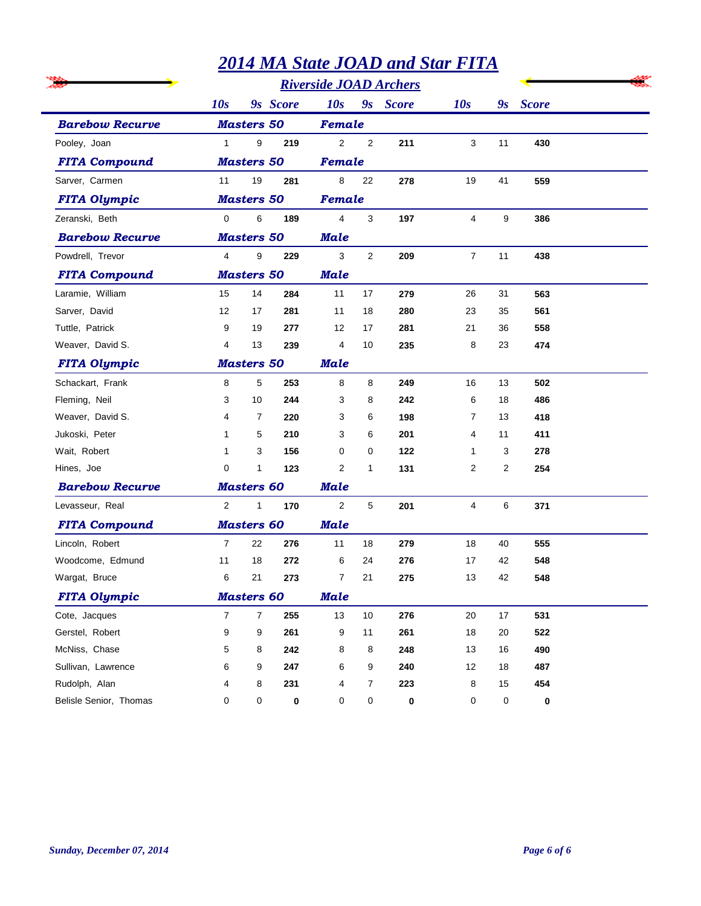# 2014 MA State JOAD and Star FITA

## Riverside JOAD Archers

| | 10s | 9s | Score | 10s | 9s | Score | 10s | 9s | Score |
|---|---|---|---|---|---|---|---|---|---|
| ***Barebow Recurve*** | ***Masters 50*** | | | ***Female*** | | | | | |
| Pooley, Joan | 1 | 9 | **219** | 2 | 2 | **211** | 3 | 11 | **430** |
| ***FITA Compound*** | ***Masters 50*** | | | ***Female*** | | | | | |
| Sarver, Carmen | 11 | 19 | **281** | 8 | 22 | **278** | 19 | 41 | **559** |
| ***FITA Olympic*** | ***Masters 50*** | | | ***Female*** | | | | | |
| Zeranski, Beth | 0 | 6 | **189** | 4 | 3 | **197** | 4 | 9 | **386** |
| ***Barebow Recurve*** | ***Masters 50*** | | | ***Male*** | | | | | |
| Powdrell, Trevor | 4 | 9 | **229** | 3 | 2 | **209** | 7 | 11 | **438** |
| ***FITA Compound*** | ***Masters 50*** | | | ***Male*** | | | | | |
| Laramie, William | 15 | 14 | **284** | 11 | 17 | **279** | 26 | 31 | **563** |
| Sarver, David | 12 | 17 | **281** | 11 | 18 | **280** | 23 | 35 | **561** |
| Tuttle, Patrick | 9 | 19 | **277** | 12 | 17 | **281** | 21 | 36 | **558** |
| Weaver, David S. | 4 | 13 | **239** | 4 | 10 | **235** | 8 | 23 | **474** |
| ***FITA Olympic*** | ***Masters 50*** | | | ***Male*** | | | | | |
| Schackart, Frank | 8 | 5 | **253** | 8 | 8 | **249** | 16 | 13 | **502** |
| Fleming, Neil | 3 | 10 | **244** | 3 | 8 | **242** | 6 | 18 | **486** |
| Weaver, David S. | 4 | 7 | **220** | 3 | 6 | **198** | 7 | 13 | **418** |
| Jukoski, Peter | 1 | 5 | **210** | 3 | 6 | **201** | 4 | 11 | **411** |
| Wait, Robert | 1 | 3 | **156** | 0 | 0 | **122** | 1 | 3 | **278** |
| Hines, Joe | 0 | 1 | **123** | 2 | 1 | **131** | 2 | 2 | **254** |
| ***Barebow Recurve*** | ***Masters 60*** | | | ***Male*** | | | | | |
| Levasseur, Real | 2 | 1 | **170** | 2 | 5 | **201** | 4 | 6 | **371** |
| ***FITA Compound*** | ***Masters 60*** | | | ***Male*** | | | | | |
| Lincoln, Robert | 7 | 22 | **276** | 11 | 18 | **279** | 18 | 40 | **555** |
| Woodcome, Edmund | 11 | 18 | **272** | 6 | 24 | **276** | 17 | 42 | **548** |
| Wargat, Bruce | 6 | 21 | **273** | 7 | 21 | **275** | 13 | 42 | **548** |
| ***FITA Olympic*** | ***Masters 60*** | | | ***Male*** | | | | | |
| Cote, Jacques | 7 | 7 | **255** | 13 | 10 | **276** | 20 | 17 | **531** |
| Gerstel, Robert | 9 | 9 | **261** | 9 | 11 | **261** | 18 | 20 | **522** |
| McNiss, Chase | 5 | 8 | **242** | 8 | 8 | **248** | 13 | 16 | **490** |
| Sullivan, Lawrence | 6 | 9 | **247** | 6 | 9 | **240** | 12 | 18 | **487** |
| Rudolph, Alan | 4 | 8 | **231** | 4 | 7 | **223** | 8 | 15 | **454** |
| Belisle Senior, Thomas | 0 | 0 | **0** | 0 | 0 | **0** | 0 | 0 | **0** |

*Sunday, December 07, 2014*